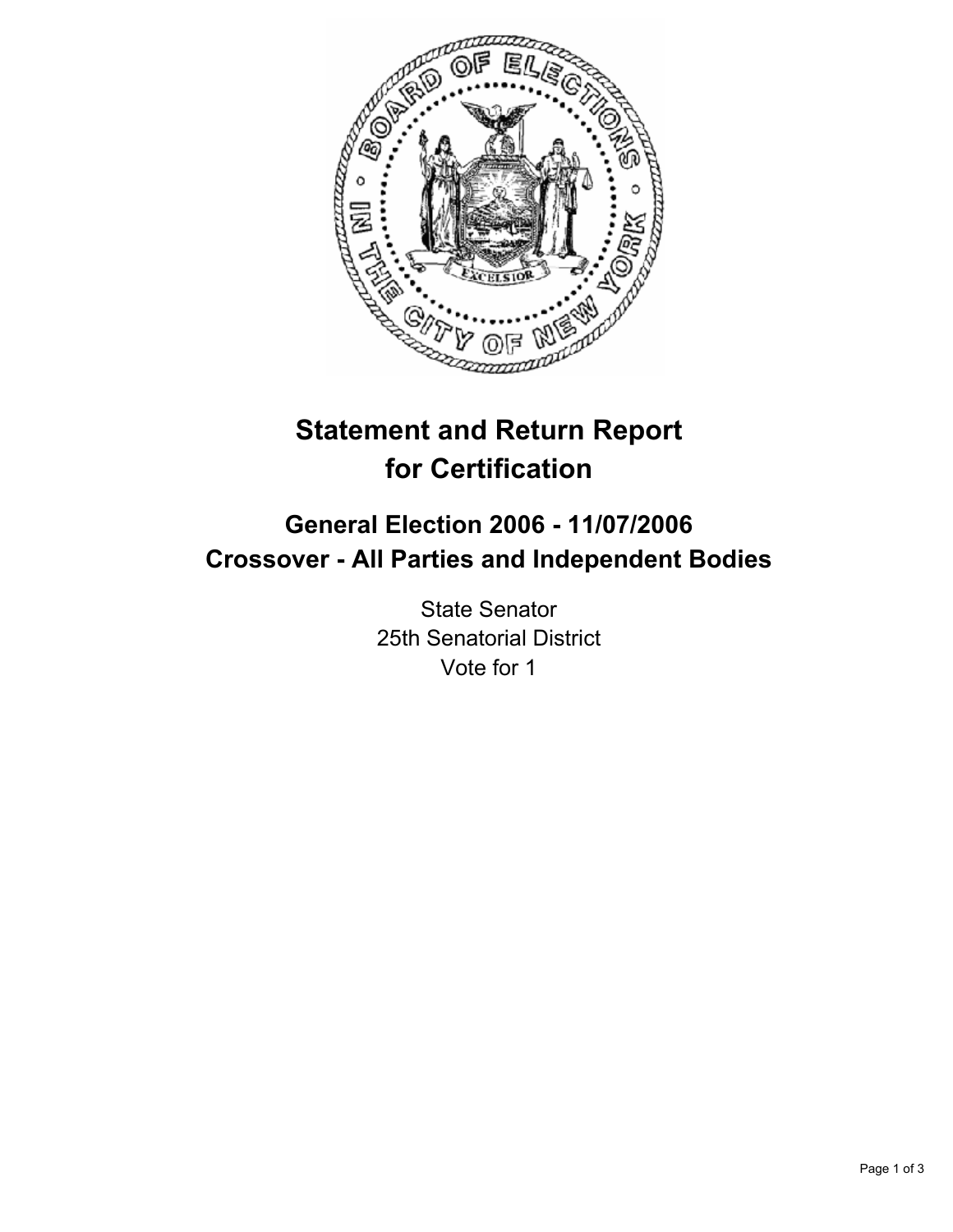# Statement and Return Report for Certification

## General Election 2006 - 11/07/2006
## Crossover - All Parties and Independent Bodies

State Senator
25th Senatorial District
Vote for 1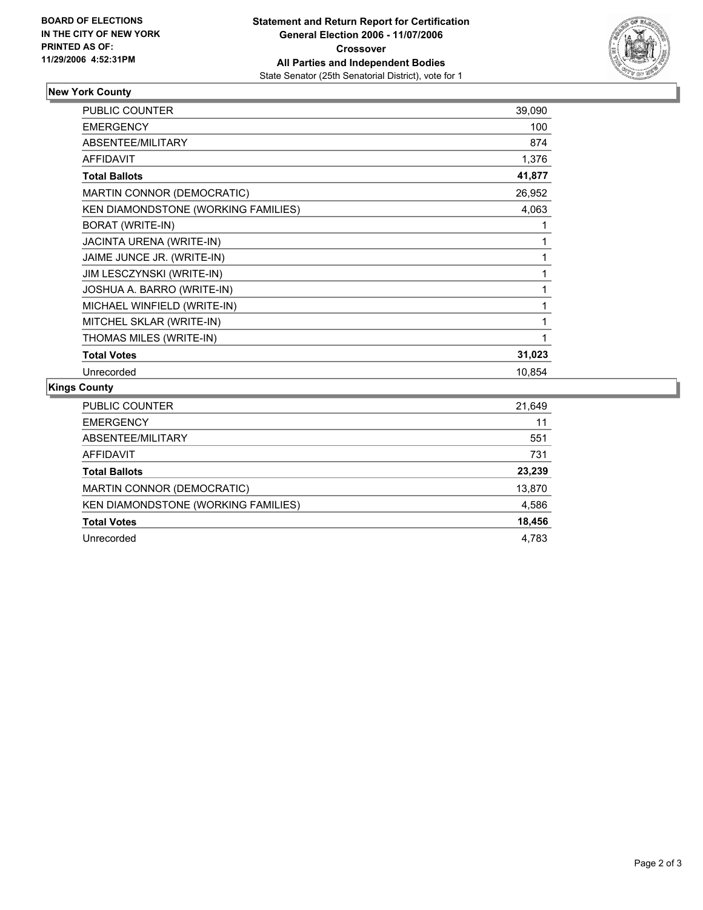**BOARD OF ELECTIONS**
**IN THE CITY OF NEW YORK**
**PRINTED AS OF:**
**11/29/2006 4:52:31PM**

# Statement and Return Report for Certification
## General Election 2006 - 11/07/2006
## Crossover
## All Parties and Independent Bodies
State Senator (25th Senatorial District), vote for 1

### New York County

| | |
|---|---|
| PUBLIC COUNTER | 39,090 |
| EMERGENCY | 100 |
| ABSENTEE/MILITARY | 874 |
| AFFIDAVIT | 1,376 |
| **Total Ballots** | **41,877** |
| MARTIN CONNOR (DEMOCRATIC) | 26,952 |
| KEN DIAMONDSTONE (WORKING FAMILIES) | 4,063 |
| BORAT (WRITE-IN) | 1 |
| JACINTA URENA (WRITE-IN) | 1 |
| JAIME JUNCE JR. (WRITE-IN) | 1 |
| JIM LESCZYNSKI (WRITE-IN) | 1 |
| JOSHUA A. BARRO (WRITE-IN) | 1 |
| MICHAEL WINFIELD (WRITE-IN) | 1 |
| MITCHEL SKLAR (WRITE-IN) | 1 |
| THOMAS MILES (WRITE-IN) | 1 |
| **Total Votes** | **31,023** |
| Unrecorded | 10,854 |

### Kings County

| | |
|---|---|
| PUBLIC COUNTER | 21,649 |
| EMERGENCY | 11 |
| ABSENTEE/MILITARY | 551 |
| AFFIDAVIT | 731 |
| **Total Ballots** | **23,239** |
| MARTIN CONNOR (DEMOCRATIC) | 13,870 |
| KEN DIAMONDSTONE (WORKING FAMILIES) | 4,586 |
| **Total Votes** | **18,456** |
| Unrecorded | 4,783 |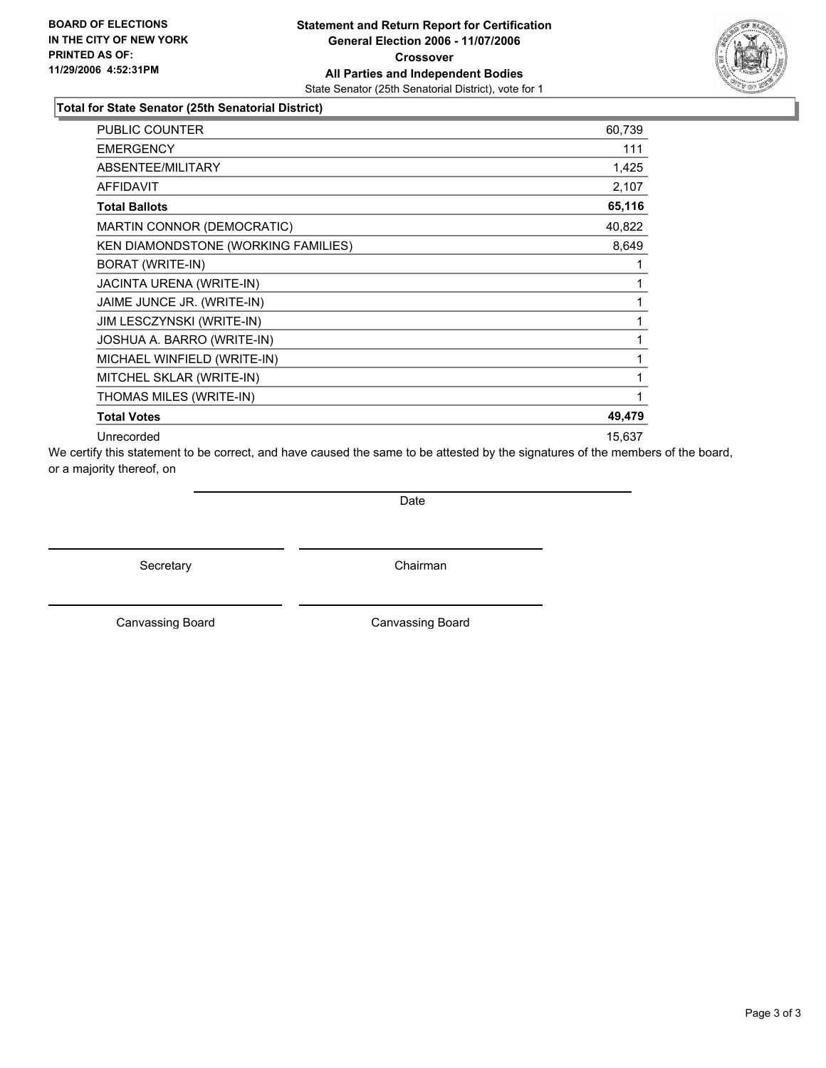**BOARD OF ELECTIONS**
**IN THE CITY OF NEW YORK**
**PRINTED AS OF:**
**11/29/2006 4:52:31PM**

**Statement and Return Report for Certification**
**General Election 2006 - 11/07/2006**
**Crossover**
**All Parties and Independent Bodies**
State Senator (25th Senatorial District), vote for 1

### Total for State Senator (25th Senatorial District)

| | |
|---|---|
| PUBLIC COUNTER | 60,739 |
| EMERGENCY | 111 |
| ABSENTEE/MILITARY | 1,425 |
| AFFIDAVIT | 2,107 |
| **Total Ballots** | **65,116** |
| MARTIN CONNOR (DEMOCRATIC) | 40,822 |
| KEN DIAMONDSTONE (WORKING FAMILIES) | 8,649 |
| BORAT (WRITE-IN) | 1 |
| JACINTA URENA (WRITE-IN) | 1 |
| JAIME JUNCE JR. (WRITE-IN) | 1 |
| JIM LESCZYNSKI (WRITE-IN) | 1 |
| JOSHUA A. BARRO (WRITE-IN) | 1 |
| MICHAEL WINFIELD (WRITE-IN) | 1 |
| MITCHEL SKLAR (WRITE-IN) | 1 |
| THOMAS MILES (WRITE-IN) | 1 |
| **Total Votes** | **49,479** |
| Unrecorded | 15,637 |

We certify this statement to be correct, and have caused the same to be attested by the signatures of the members of the board, or a majority thereof, on

Date

Secretary

Chairman

Canvassing Board

Canvassing Board